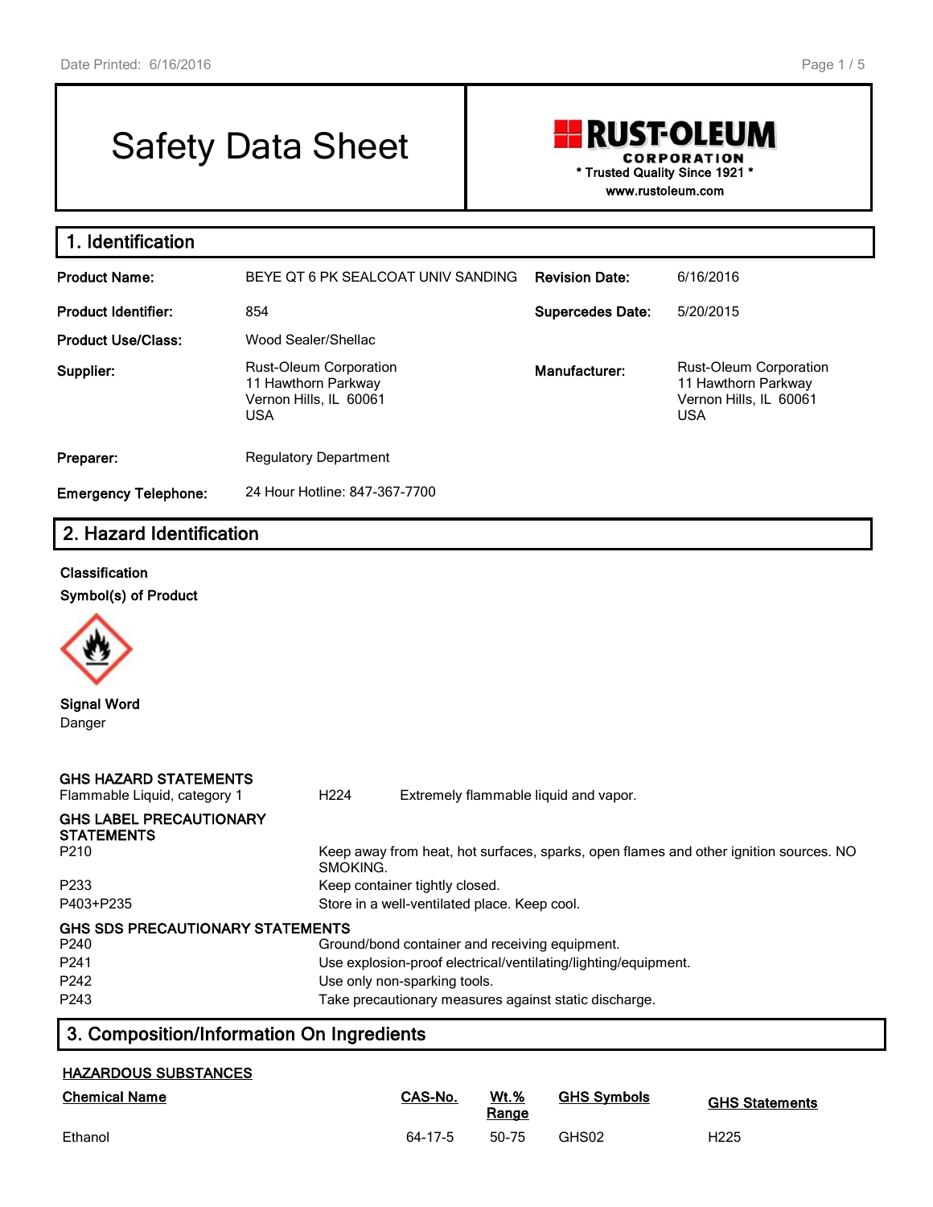# Safety Data Sheet

**RUST-OLEUM CORPORATION**
\* Trusted Quality Since 1921 \*
www.rustoleum.com

## 1. Identification

| | | | |
|---|---|---|---|
| **Product Name:** | BEYE QT 6 PK SEALCOAT UNIV SANDING | **Revision Date:** | 6/16/2016 |
| **Product Identifier:** | 854 | **Supercedes Date:** | 5/20/2015 |
| **Product Use/Class:** | Wood Sealer/Shellac | | |
| **Supplier:** | Rust-Oleum Corporation<br>11 Hawthorn Parkway<br>Vernon Hills, IL 60061<br>USA | **Manufacturer:** | Rust-Oleum Corporation<br>11 Hawthorn Parkway<br>Vernon Hills, IL 60061<br>USA |
| **Preparer:** | Regulatory Department | | |
| **Emergency Telephone:** | 24 Hour Hotline: 847-367-7700 | | |

## 2. Hazard Identification

**Classification**

**Symbol(s) of Product**

**Signal Word**

Danger

**GHS HAZARD STATEMENTS**

| | | |
|---|---|---|
| Flammable Liquid, category 1 | H224 | Extremely flammable liquid and vapor. |

**GHS LABEL PRECAUTIONARY STATEMENTS**

| | |
|---|---|
| P210 | Keep away from heat, hot surfaces, sparks, open flames and other ignition sources. NO SMOKING. |
| P233 | Keep container tightly closed. |
| P403+P235 | Store in a well-ventilated place. Keep cool. |

**GHS SDS PRECAUTIONARY STATEMENTS**

| | |
|---|---|
| P240 | Ground/bond container and receiving equipment. |
| P241 | Use explosion-proof electrical/ventilating/lighting/equipment. |
| P242 | Use only non-sparking tools. |
| P243 | Take precautionary measures against static discharge. |

## 3. Composition/Information On Ingredients

**HAZARDOUS SUBSTANCES**

| Chemical Name | CAS-No. | Wt.% Range | GHS Symbols | GHS Statements |
|---|---|---|---|---|
| Ethanol | 64-17-5 | 50-75 | GHS02 | H225 |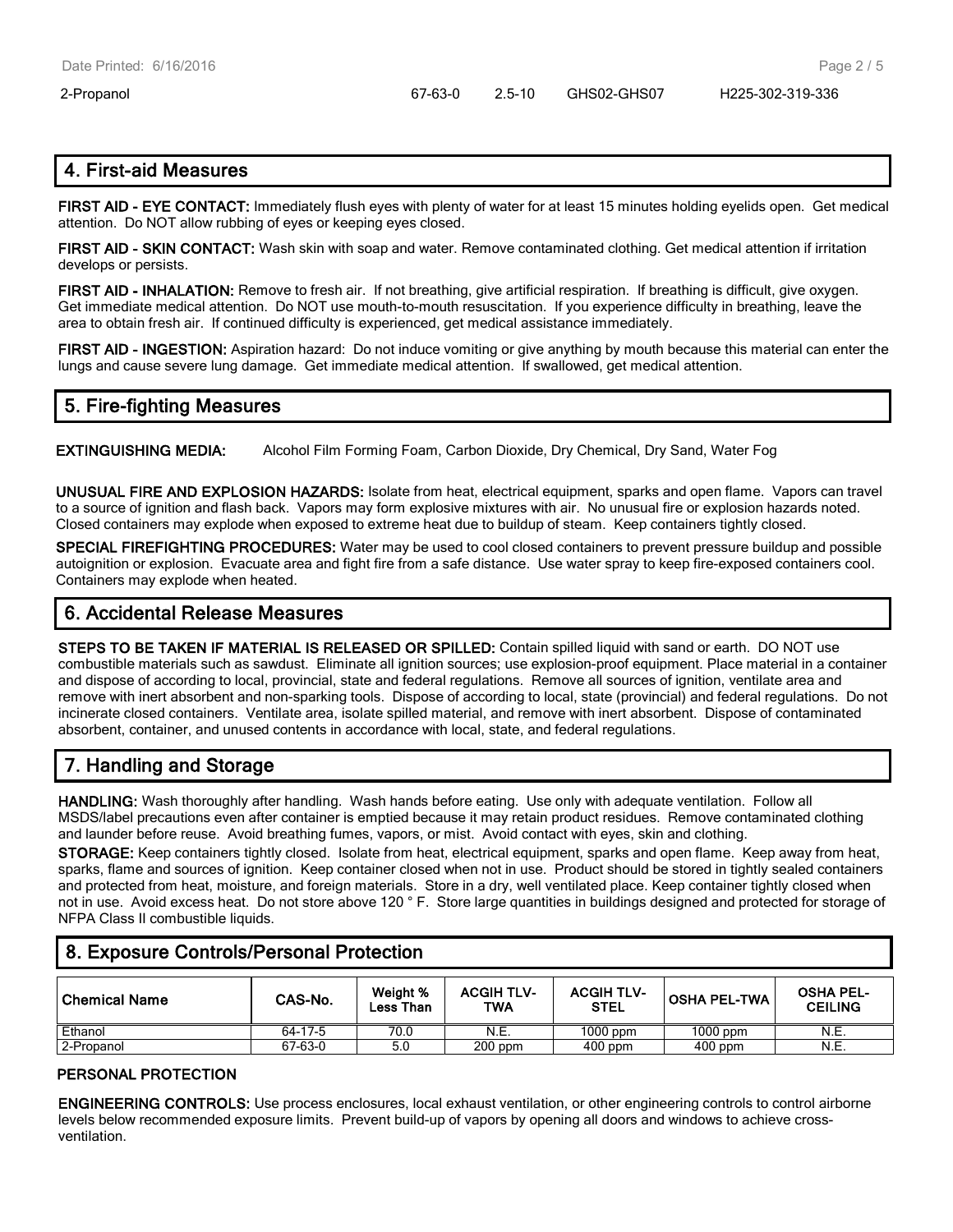| 2-Propanol | 67-63-0 | 2.5-10 | GHS02-GHS07 | H225-302-319-336 |
|---|---|---|---|---|

## 4. First-aid Measures

**FIRST AID - EYE CONTACT:** Immediately flush eyes with plenty of water for at least 15 minutes holding eyelids open. Get medical attention. Do NOT allow rubbing of eyes or keeping eyes closed.

**FIRST AID - SKIN CONTACT:** Wash skin with soap and water. Remove contaminated clothing. Get medical attention if irritation develops or persists.

**FIRST AID - INHALATION:** Remove to fresh air. If not breathing, give artificial respiration. If breathing is difficult, give oxygen. Get immediate medical attention. Do NOT use mouth-to-mouth resuscitation. If you experience difficulty in breathing, leave the area to obtain fresh air. If continued difficulty is experienced, get medical assistance immediately.

**FIRST AID - INGESTION:** Aspiration hazard: Do not induce vomiting or give anything by mouth because this material can enter the lungs and cause severe lung damage. Get immediate medical attention. If swallowed, get medical attention.

## 5. Fire-fighting Measures

**EXTINGUISHING MEDIA:** Alcohol Film Forming Foam, Carbon Dioxide, Dry Chemical, Dry Sand, Water Fog

**UNUSUAL FIRE AND EXPLOSION HAZARDS:** Isolate from heat, electrical equipment, sparks and open flame. Vapors can travel to a source of ignition and flash back. Vapors may form explosive mixtures with air. No unusual fire or explosion hazards noted. Closed containers may explode when exposed to extreme heat due to buildup of steam. Keep containers tightly closed.

**SPECIAL FIREFIGHTING PROCEDURES:** Water may be used to cool closed containers to prevent pressure buildup and possible autoignition or explosion. Evacuate area and fight fire from a safe distance. Use water spray to keep fire-exposed containers cool. Containers may explode when heated.

## 6. Accidental Release Measures

**STEPS TO BE TAKEN IF MATERIAL IS RELEASED OR SPILLED:** Contain spilled liquid with sand or earth. DO NOT use combustible materials such as sawdust. Eliminate all ignition sources; use explosion-proof equipment. Place material in a container and dispose of according to local, provincial, state and federal regulations. Remove all sources of ignition, ventilate area and remove with inert absorbent and non-sparking tools. Dispose of according to local, state (provincial) and federal regulations. Do not incinerate closed containers. Ventilate area, isolate spilled material, and remove with inert absorbent. Dispose of contaminated absorbent, container, and unused contents in accordance with local, state, and federal regulations.

## 7. Handling and Storage

**HANDLING:** Wash thoroughly after handling. Wash hands before eating. Use only with adequate ventilation. Follow all MSDS/label precautions even after container is emptied because it may retain product residues. Remove contaminated clothing and launder before reuse. Avoid breathing fumes, vapors, or mist. Avoid contact with eyes, skin and clothing.

**STORAGE:** Keep containers tightly closed. Isolate from heat, electrical equipment, sparks and open flame. Keep away from heat, sparks, flame and sources of ignition. Keep container closed when not in use. Product should be stored in tightly sealed containers and protected from heat, moisture, and foreign materials. Store in a dry, well ventilated place. Keep container tightly closed when not in use. Avoid excess heat. Do not store above 120 ° F. Store large quantities in buildings designed and protected for storage of NFPA Class II combustible liquids.

## 8. Exposure Controls/Personal Protection

| Chemical Name | CAS-No. | Weight % Less Than | ACGIH TLV-TWA | ACGIH TLV-STEL | OSHA PEL-TWA | OSHA PEL-CEILING |
|---|---|---|---|---|---|---|
| Ethanol | 64-17-5 | 70.0 | N.E. | 1000 ppm | 1000 ppm | N.E. |
| 2-Propanol | 67-63-0 | 5.0 | 200 ppm | 400 ppm | 400 ppm | N.E. |

### PERSONAL PROTECTION

**ENGINEERING CONTROLS:** Use process enclosures, local exhaust ventilation, or other engineering controls to control airborne levels below recommended exposure limits. Prevent build-up of vapors by opening all doors and windows to achieve cross-ventilation.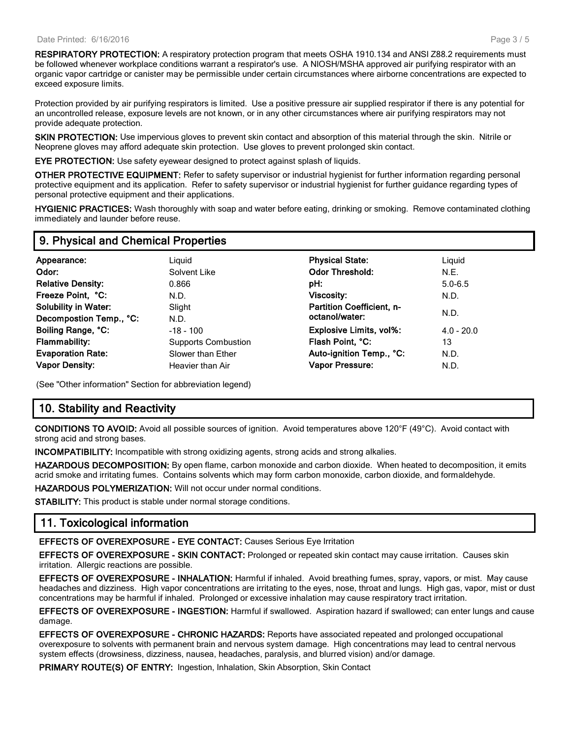**RESPIRATORY PROTECTION:** A respiratory protection program that meets OSHA 1910.134 and ANSI Z88.2 requirements must be followed whenever workplace conditions warrant a respirator's use. A NIOSH/MSHA approved air purifying respirator with an organic vapor cartridge or canister may be permissible under certain circumstances where airborne concentrations are expected to exceed exposure limits.

Protection provided by air purifying respirators is limited. Use a positive pressure air supplied respirator if there is any potential for an uncontrolled release, exposure levels are not known, or in any other circumstances where air purifying respirators may not provide adequate protection.

**SKIN PROTECTION:** Use impervious gloves to prevent skin contact and absorption of this material through the skin. Nitrile or Neoprene gloves may afford adequate skin protection. Use gloves to prevent prolonged skin contact.

**EYE PROTECTION:** Use safety eyewear designed to protect against splash of liquids.

**OTHER PROTECTIVE EQUIPMENT:** Refer to safety supervisor or industrial hygienist for further information regarding personal protective equipment and its application. Refer to safety supervisor or industrial hygienist for further guidance regarding types of personal protective equipment and their applications.

**HYGIENIC PRACTICES:** Wash thoroughly with soap and water before eating, drinking or smoking. Remove contaminated clothing immediately and launder before reuse.

## 9. Physical and Chemical Properties

| | | | |
|---|---|---|---|
| **Appearance:** | Liquid | **Physical State:** | Liquid |
| **Odor:** | Solvent Like | **Odor Threshold:** | N.E. |
| **Relative Density:** | 0.866 | **pH:** | 5.0-6.5 |
| **Freeze Point, °C:** | N.D. | **Viscosity:** | N.D. |
| **Solubility in Water:** | Slight | **Partition Coefficient, n-octanol/water:** | N.D. |
| **Decompostion Temp., °C:** | N.D. | | |
| **Boiling Range, °C:** | -18 - 100 | **Explosive Limits, vol%:** | 4.0 - 20.0 |
| **Flammability:** | Supports Combustion | **Flash Point, °C:** | 13 |
| **Evaporation Rate:** | Slower than Ether | **Auto-ignition Temp., °C:** | N.D. |
| **Vapor Density:** | Heavier than Air | **Vapor Pressure:** | N.D. |

(See "Other information" Section for abbreviation legend)

## 10. Stability and Reactivity

**CONDITIONS TO AVOID:** Avoid all possible sources of ignition. Avoid temperatures above 120°F (49°C). Avoid contact with strong acid and strong bases.

**INCOMPATIBILITY:** Incompatible with strong oxidizing agents, strong acids and strong alkalies.

**HAZARDOUS DECOMPOSITION:** By open flame, carbon monoxide and carbon dioxide. When heated to decomposition, it emits acrid smoke and irritating fumes. Contains solvents which may form carbon monoxide, carbon dioxide, and formaldehyde.

**HAZARDOUS POLYMERIZATION:** Will not occur under normal conditions.

**STABILITY:** This product is stable under normal storage conditions.

## 11. Toxicological information

**EFFECTS OF OVEREXPOSURE - EYE CONTACT:** Causes Serious Eye Irritation

**EFFECTS OF OVEREXPOSURE - SKIN CONTACT:** Prolonged or repeated skin contact may cause irritation. Causes skin irritation. Allergic reactions are possible.

**EFFECTS OF OVEREXPOSURE - INHALATION:** Harmful if inhaled. Avoid breathing fumes, spray, vapors, or mist. May cause headaches and dizziness. High vapor concentrations are irritating to the eyes, nose, throat and lungs. High gas, vapor, mist or dust concentrations may be harmful if inhaled. Prolonged or excessive inhalation may cause respiratory tract irritation.

**EFFECTS OF OVEREXPOSURE - INGESTION:** Harmful if swallowed. Aspiration hazard if swallowed; can enter lungs and cause damage.

**EFFECTS OF OVEREXPOSURE - CHRONIC HAZARDS:** Reports have associated repeated and prolonged occupational overexposure to solvents with permanent brain and nervous system damage. High concentrations may lead to central nervous system effects (drowsiness, dizziness, nausea, headaches, paralysis, and blurred vision) and/or damage.

**PRIMARY ROUTE(S) OF ENTRY:** Ingestion, Inhalation, Skin Absorption, Skin Contact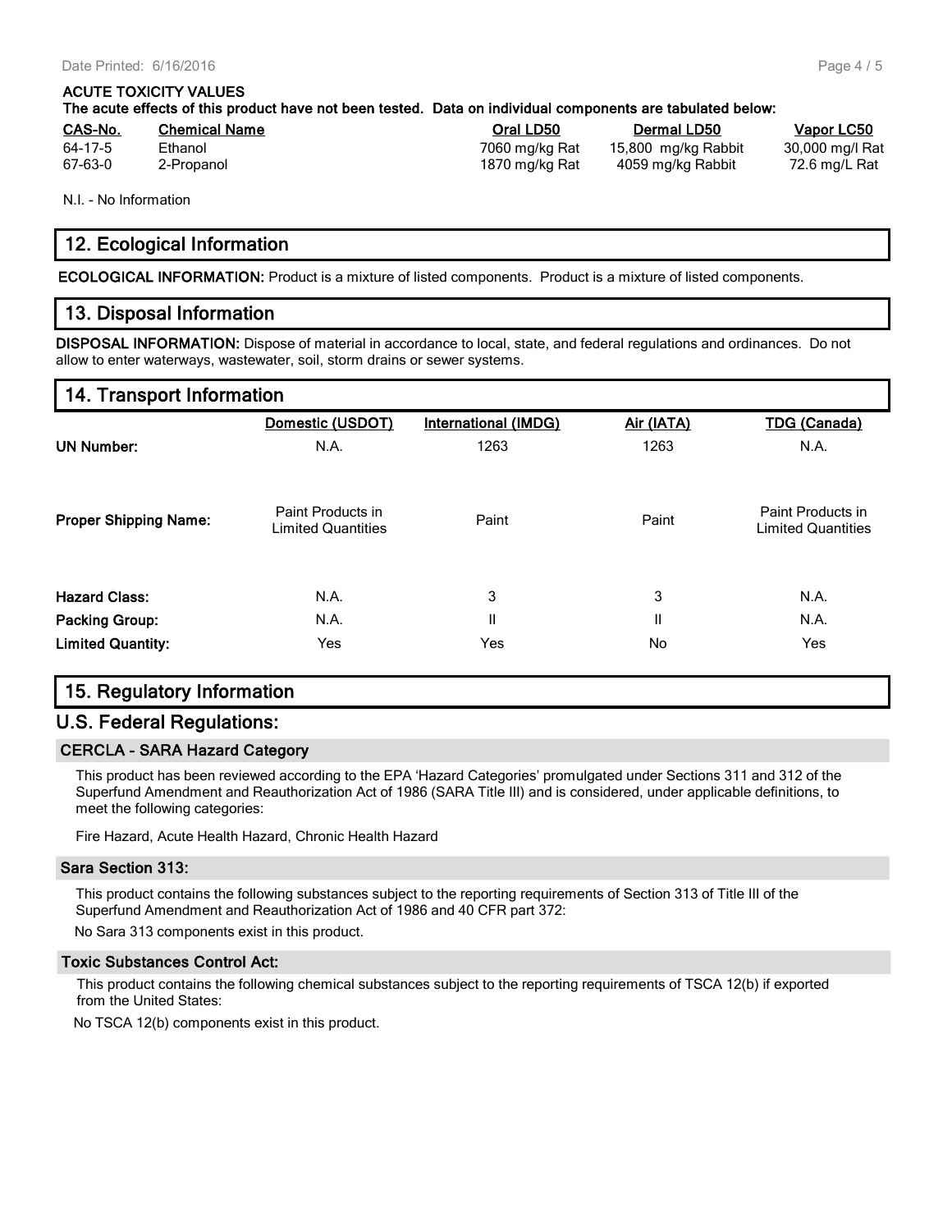**ACUTE TOXICITY VALUES**

**The acute effects of this product have not been tested. Data on individual components are tabulated below:**

| CAS-No. | Chemical Name | Oral LD50 | Dermal LD50 | Vapor LC50 |
|---|---|---|---|---|
| 64-17-5 | Ethanol | 7060 mg/kg Rat | 15,800 mg/kg Rabbit | 30,000 mg/l Rat |
| 67-63-0 | 2-Propanol | 1870 mg/kg Rat | 4059 mg/kg Rabbit | 72.6 mg/L Rat |

N.I. - No Information

## 12. Ecological Information

**ECOLOGICAL INFORMATION:** Product is a mixture of listed components. Product is a mixture of listed components.

## 13. Disposal Information

**DISPOSAL INFORMATION:** Dispose of material in accordance to local, state, and federal regulations and ordinances. Do not allow to enter waterways, wastewater, soil, storm drains or sewer systems.

## 14. Transport Information

| | Domestic (USDOT) | International (IMDG) | Air (IATA) | TDG (Canada) |
|---|---|---|---|---|
| **UN Number:** | N.A. | 1263 | 1263 | N.A. |
| **Proper Shipping Name:** | Paint Products in Limited Quantities | Paint | Paint | Paint Products in Limited Quantities |
| **Hazard Class:** | N.A. | 3 | 3 | N.A. |
| **Packing Group:** | N.A. | II | II | N.A. |
| **Limited Quantity:** | Yes | Yes | No | Yes |

## 15. Regulatory Information

## U.S. Federal Regulations:

### CERCLA - SARA Hazard Category

This product has been reviewed according to the EPA 'Hazard Categories' promulgated under Sections 311 and 312 of the Superfund Amendment and Reauthorization Act of 1986 (SARA Title III) and is considered, under applicable definitions, to meet the following categories:

Fire Hazard, Acute Health Hazard, Chronic Health Hazard

### Sara Section 313:

This product contains the following substances subject to the reporting requirements of Section 313 of Title III of the Superfund Amendment and Reauthorization Act of 1986 and 40 CFR part 372:

No Sara 313 components exist in this product.

### Toxic Substances Control Act:

This product contains the following chemical substances subject to the reporting requirements of TSCA 12(b) if exported from the United States:

No TSCA 12(b) components exist in this product.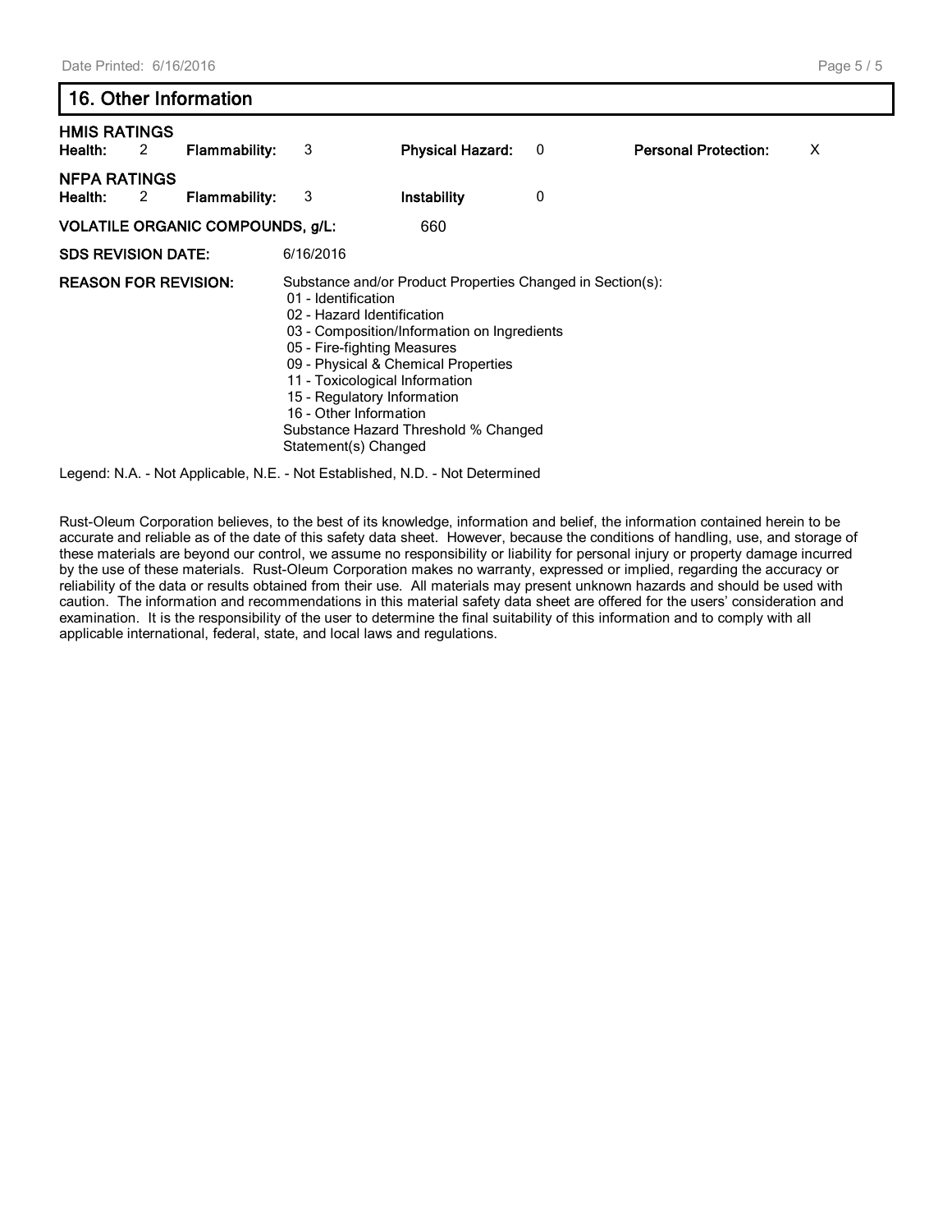## 16. Other Information

**HMIS RATINGS**

| | | | | | | | |
|---|---|---|---|---|---|---|---|
| **Health:** | 2 | **Flammability:** | 3 | **Physical Hazard:** | 0 | **Personal Protection:** | X |

**NFPA RATINGS**

| | | | | | |
|---|---|---|---|---|---|
| **Health:** | 2 | **Flammability:** | 3 | **Instability** | 0 |

**VOLATILE ORGANIC COMPOUNDS, g/L:** 660

**SDS REVISION DATE:** 6/16/2016

**REASON FOR REVISION:** Substance and/or Product Properties Changed in Section(s):
- 01 - Identification
- 02 - Hazard Identification
- 03 - Composition/Information on Ingredients
- 05 - Fire-fighting Measures
- 09 - Physical & Chemical Properties
- 11 - Toxicological Information
- 15 - Regulatory Information
- 16 - Other Information

Substance Hazard Threshold % Changed
Statement(s) Changed

Legend: N.A. - Not Applicable, N.E. - Not Established, N.D. - Not Determined

Rust-Oleum Corporation believes, to the best of its knowledge, information and belief, the information contained herein to be accurate and reliable as of the date of this safety data sheet. However, because the conditions of handling, use, and storage of these materials are beyond our control, we assume no responsibility or liability for personal injury or property damage incurred by the use of these materials. Rust-Oleum Corporation makes no warranty, expressed or implied, regarding the accuracy or reliability of the data or results obtained from their use. All materials may present unknown hazards and should be used with caution. The information and recommendations in this material safety data sheet are offered for the users' consideration and examination. It is the responsibility of the user to determine the final suitability of this information and to comply with all applicable international, federal, state, and local laws and regulations.